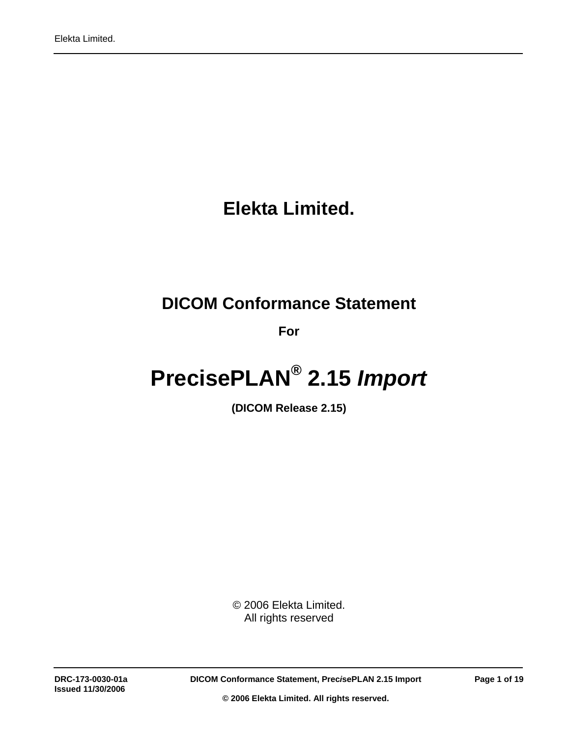# Elekta Limited.

## DICOM Conformance Statement

**For**

# PrecisePLAN® 2.15 *Import*

**(DICOM Release 2.15)**

© 2006 Elekta Limited.
All rights reserved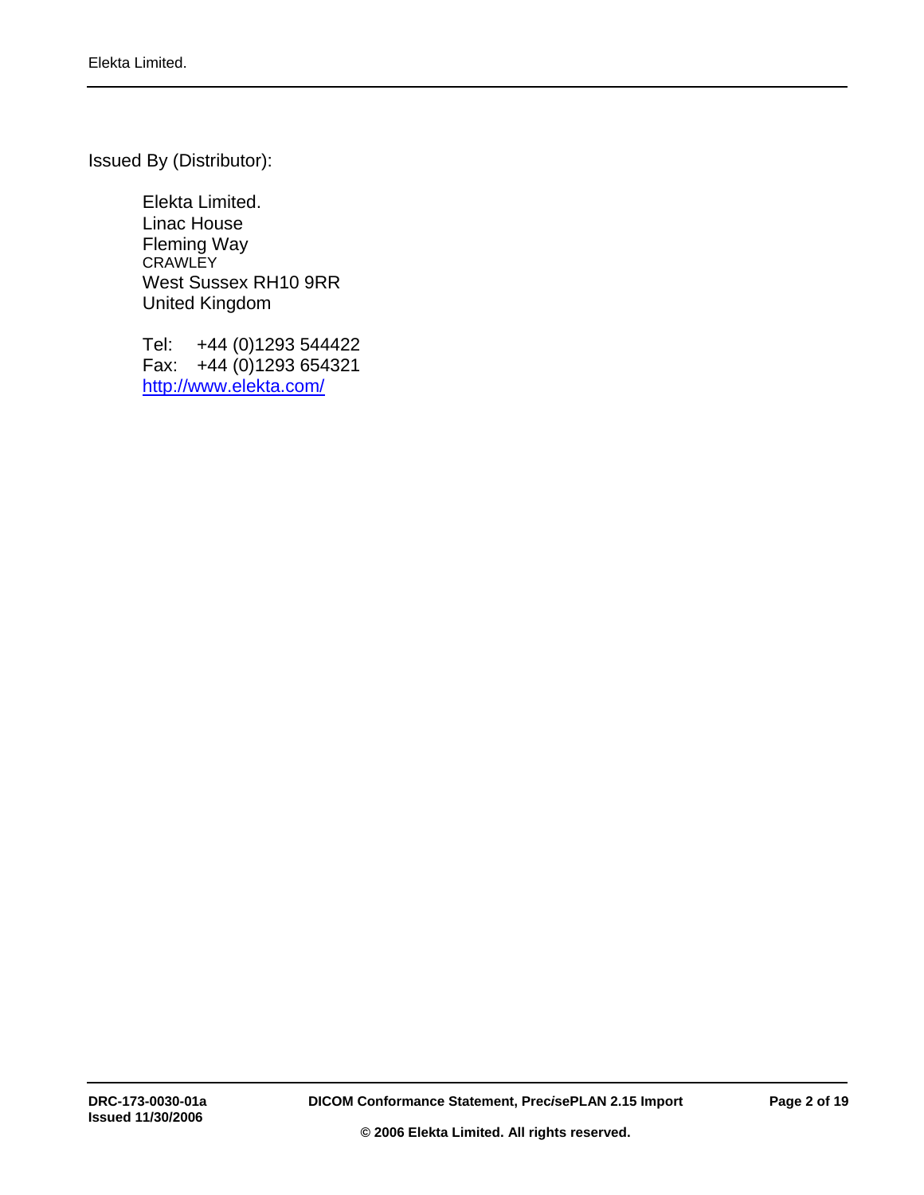Issued By (Distributor):

Elekta Limited.
Linac House
Fleming Way
CRAWLEY
West Sussex RH10 9RR
United Kingdom

Tel: +44 (0)1293 544422
Fax: +44 (0)1293 654321
http://www.elekta.com/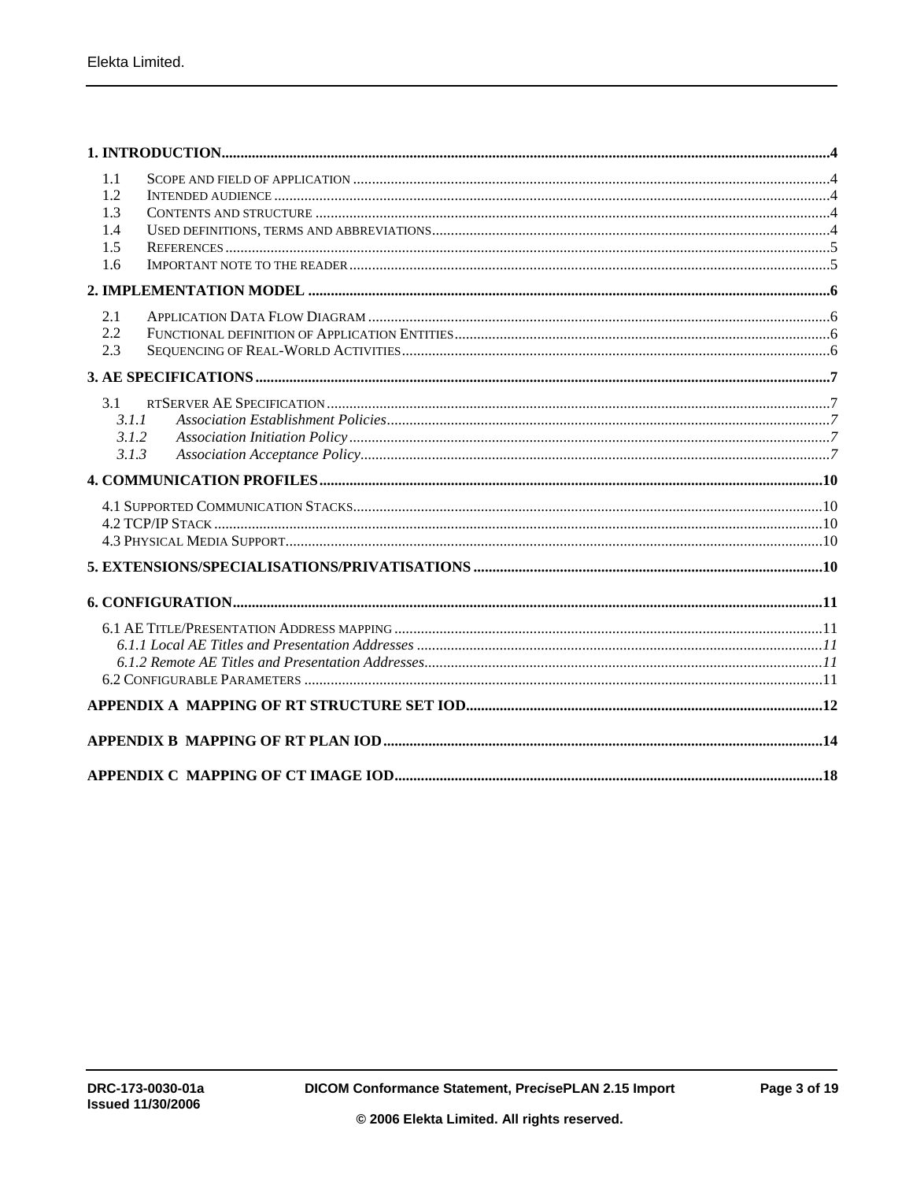1. INTRODUCTION....................................................4

- 1.1 SCOPE AND FIELD OF APPLICATION ....................................................4
- 1.2 INTENDED AUDIENCE ....................................................4
- 1.3 CONTENTS AND STRUCTURE ....................................................4
- 1.4 USED DEFINITIONS, TERMS AND ABBREVIATIONS....................................................4
- 1.5 REFERENCES ....................................................5
- 1.6 IMPORTANT NOTE TO THE READER ....................................................5

2. IMPLEMENTATION MODEL ....................................................6

- 2.1 APPLICATION DATA FLOW DIAGRAM ....................................................6
- 2.2 FUNCTIONAL DEFINITION OF APPLICATION ENTITIES....................................................6
- 2.3 SEQUENCING OF REAL-WORLD ACTIVITIES....................................................6

3. AE SPECIFICATIONS....................................................7

- 3.1 RTSERVER AE SPECIFICATION ....................................................7
  - *3.1.1 Association Establishment Policies....................................................7*
  - *3.1.2 Association Initiation Policy....................................................7*
  - *3.1.3 Association Acceptance Policy....................................................7*

4. COMMUNICATION PROFILES....................................................10

- 4.1 SUPPORTED COMMUNICATION STACKS....................................................10
- 4.2 TCP/IP STACK ....................................................10
- 4.3 PHYSICAL MEDIA SUPPORT....................................................10

5. EXTENSIONS/SPECIALISATIONS/PRIVATISATIONS ....................................................10

6. CONFIGURATION....................................................11

- 6.1 AE TITLE/PRESENTATION ADDRESS MAPPING ....................................................11
  - *6.1.1 Local AE Titles and Presentation Addresses ....................................................11*
  - *6.1.2 Remote AE Titles and Presentation Addresses....................................................11*
- 6.2 CONFIGURABLE PARAMETERS ....................................................11

APPENDIX A MAPPING OF RT STRUCTURE SET IOD....................................................12

APPENDIX B MAPPING OF RT PLAN IOD....................................................14

APPENDIX C MAPPING OF CT IMAGE IOD....................................................18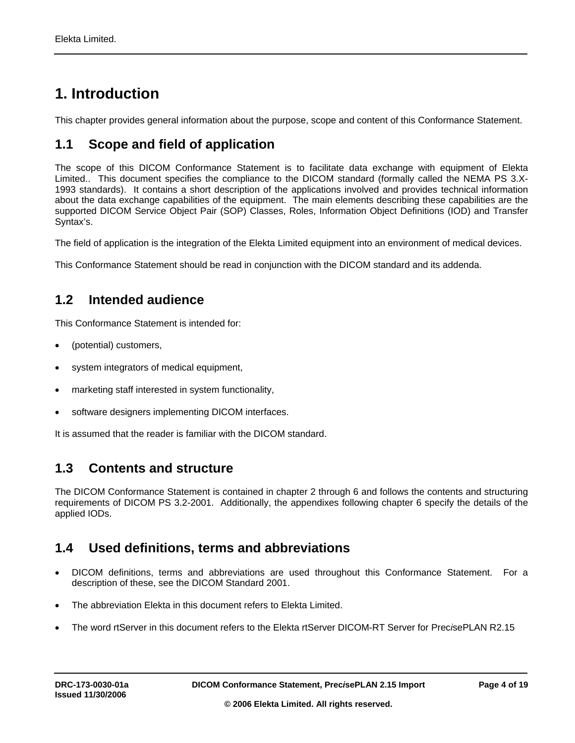# 1. Introduction

This chapter provides general information about the purpose, scope and content of this Conformance Statement.

## 1.1 Scope and field of application

The scope of this DICOM Conformance Statement is to facilitate data exchange with equipment of Elekta Limited.. This document specifies the compliance to the DICOM standard (formally called the NEMA PS 3.X-1993 standards). It contains a short description of the applications involved and provides technical information about the data exchange capabilities of the equipment. The main elements describing these capabilities are the supported DICOM Service Object Pair (SOP) Classes, Roles, Information Object Definitions (IOD) and Transfer Syntax's.

The field of application is the integration of the Elekta Limited equipment into an environment of medical devices.

This Conformance Statement should be read in conjunction with the DICOM standard and its addenda.

## 1.2 Intended audience

This Conformance Statement is intended for:

- (potential) customers,
- system integrators of medical equipment,
- marketing staff interested in system functionality,
- software designers implementing DICOM interfaces.

It is assumed that the reader is familiar with the DICOM standard.

## 1.3 Contents and structure

The DICOM Conformance Statement is contained in chapter 2 through 6 and follows the contents and structuring requirements of DICOM PS 3.2-2001. Additionally, the appendixes following chapter 6 specify the details of the applied IODs.

## 1.4 Used definitions, terms and abbreviations

- DICOM definitions, terms and abbreviations are used throughout this Conformance Statement. For a description of these, see the DICOM Standard 2001.
- The abbreviation Elekta in this document refers to Elekta Limited.
- The word rtServer in this document refers to the Elekta rtServer DICOM-RT Server for Prec*is*ePLAN R2.15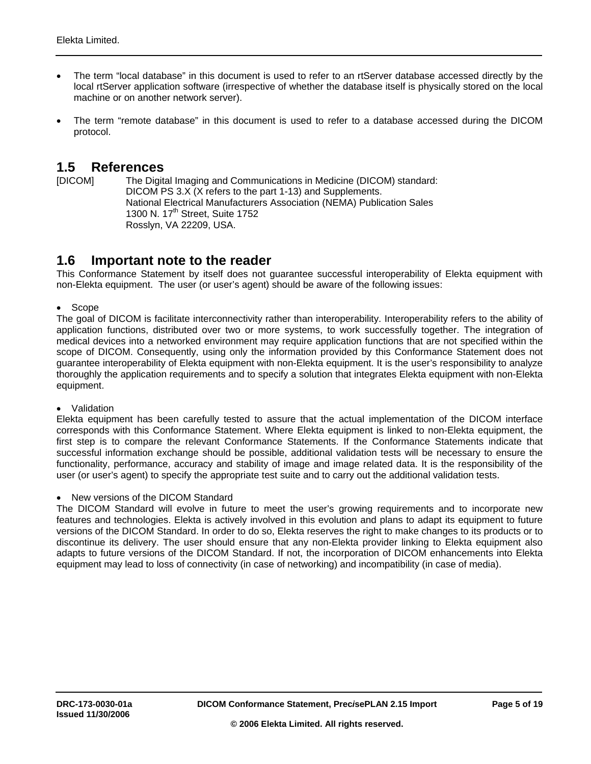- The term “local database” in this document is used to refer to an rtServer database accessed directly by the local rtServer application software (irrespective of whether the database itself is physically stored on the local machine or on another network server).

- The term “remote database” in this document is used to refer to a database accessed during the DICOM protocol.

## 1.5 References

[DICOM] The Digital Imaging and Communications in Medicine (DICOM) standard:
DICOM PS 3.X (X refers to the part 1-13) and Supplements.
National Electrical Manufacturers Association (NEMA) Publication Sales
1300 N. 17th Street, Suite 1752
Rosslyn, VA 22209, USA.

## 1.6 Important note to the reader

This Conformance Statement by itself does not guarantee successful interoperability of Elekta equipment with non-Elekta equipment. The user (or user’s agent) should be aware of the following issues:

- Scope

The goal of DICOM is facilitate interconnectivity rather than interoperability. Interoperability refers to the ability of application functions, distributed over two or more systems, to work successfully together. The integration of medical devices into a networked environment may require application functions that are not specified within the scope of DICOM. Consequently, using only the information provided by this Conformance Statement does not guarantee interoperability of Elekta equipment with non-Elekta equipment. It is the user’s responsibility to analyze thoroughly the application requirements and to specify a solution that integrates Elekta equipment with non-Elekta equipment.

- Validation

Elekta equipment has been carefully tested to assure that the actual implementation of the DICOM interface corresponds with this Conformance Statement. Where Elekta equipment is linked to non-Elekta equipment, the first step is to compare the relevant Conformance Statements. If the Conformance Statements indicate that successful information exchange should be possible, additional validation tests will be necessary to ensure the functionality, performance, accuracy and stability of image and image related data. It is the responsibility of the user (or user’s agent) to specify the appropriate test suite and to carry out the additional validation tests.

- New versions of the DICOM Standard

The DICOM Standard will evolve in future to meet the user’s growing requirements and to incorporate new features and technologies. Elekta is actively involved in this evolution and plans to adapt its equipment to future versions of the DICOM Standard. In order to do so, Elekta reserves the right to make changes to its products or to discontinue its delivery. The user should ensure that any non-Elekta provider linking to Elekta equipment also adapts to future versions of the DICOM Standard. If not, the incorporation of DICOM enhancements into Elekta equipment may lead to loss of connectivity (in case of networking) and incompatibility (in case of media).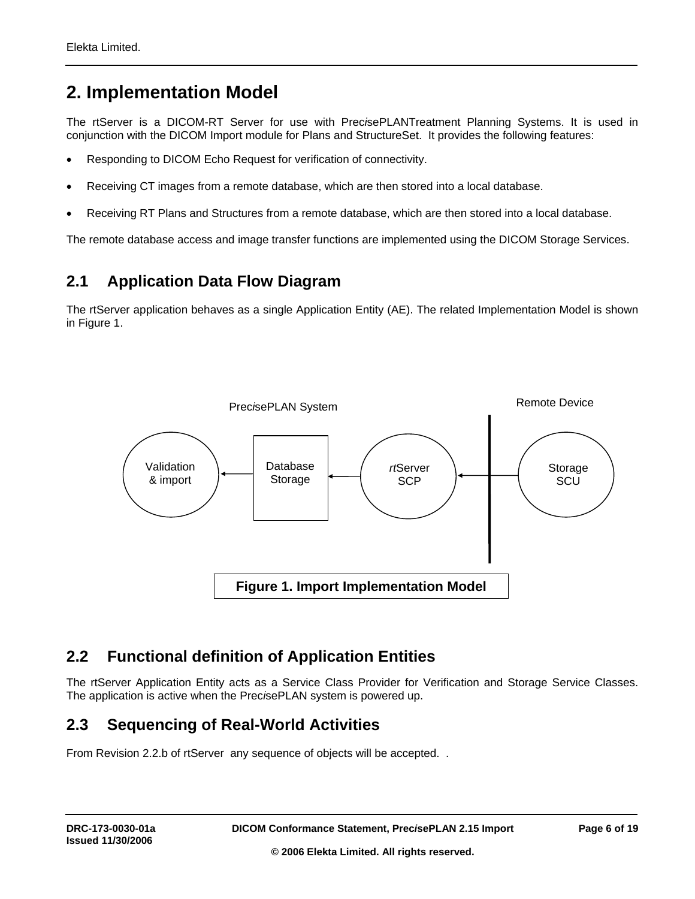# 2. Implementation Model

The rtServer is a DICOM-RT Server for use with Prec*is*ePLANTreatment Planning Systems. It is used in conjunction with the DICOM Import module for Plans and StructureSet. It provides the following features:

- Responding to DICOM Echo Request for verification of connectivity.
- Receiving CT images from a remote database, which are then stored into a local database.
- Receiving RT Plans and Structures from a remote database, which are then stored into a local database.

The remote database access and image transfer functions are implemented using the DICOM Storage Services.

## 2.1 Application Data Flow Diagram

The rtServer application behaves as a single Application Entity (AE). The related Implementation Model is shown in Figure 1.

Prec*is*ePLAN System

Remote Device

Validation & import

Database Storage

*rt*Server SCP

Storage SCU

**Figure 1. Import Implementation Model**

## 2.2 Functional definition of Application Entities

The rtServer Application Entity acts as a Service Class Provider for Verification and Storage Service Classes. The application is active when the Prec*is*ePLAN system is powered up.

## 2.3 Sequencing of Real-World Activities

From Revision 2.2.b of rtServer any sequence of objects will be accepted. .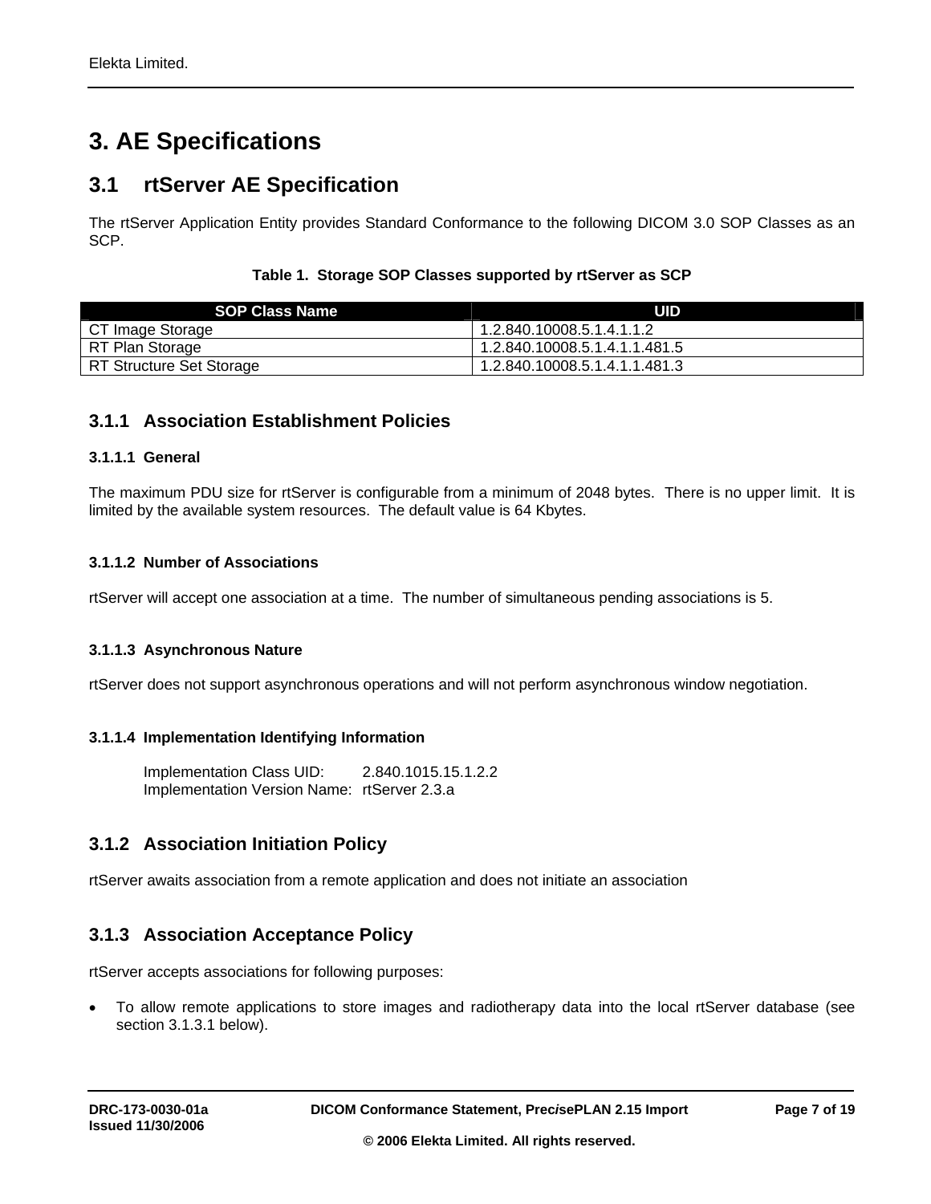#### 3. AE Specifications

## 3.1 rtServer AE Specification

The rtServer Application Entity provides Standard Conformance to the following DICOM 3.0 SOP Classes as an SCP.

**Table 1. Storage SOP Classes supported by rtServer as SCP**

| SOP Class Name | UID |
|---|---|
| CT Image Storage | 1.2.840.10008.5.1.4.1.1.2 |
| RT Plan Storage | 1.2.840.10008.5.1.4.1.1.481.5 |
| RT Structure Set Storage | 1.2.840.10008.5.1.4.1.1.481.3 |

### 3.1.1 Association Establishment Policies

#### 3.1.1.1 General

The maximum PDU size for rtServer is configurable from a minimum of 2048 bytes. There is no upper limit. It is limited by the available system resources. The default value is 64 Kbytes.

#### 3.1.1.2 Number of Associations

rtServer will accept one association at a time. The number of simultaneous pending associations is 5.

#### 3.1.1.3 Asynchronous Nature

rtServer does not support asynchronous operations and will not perform asynchronous window negotiation.

#### 3.1.1.4 Implementation Identifying Information

Implementation Class UID: 2.840.1015.15.1.2.2
Implementation Version Name: rtServer 2.3.a

### 3.1.2 Association Initiation Policy

rtServer awaits association from a remote application and does not initiate an association

### 3.1.3 Association Acceptance Policy

rtServer accepts associations for following purposes:

- To allow remote applications to store images and radiotherapy data into the local rtServer database (see section 3.1.3.1 below).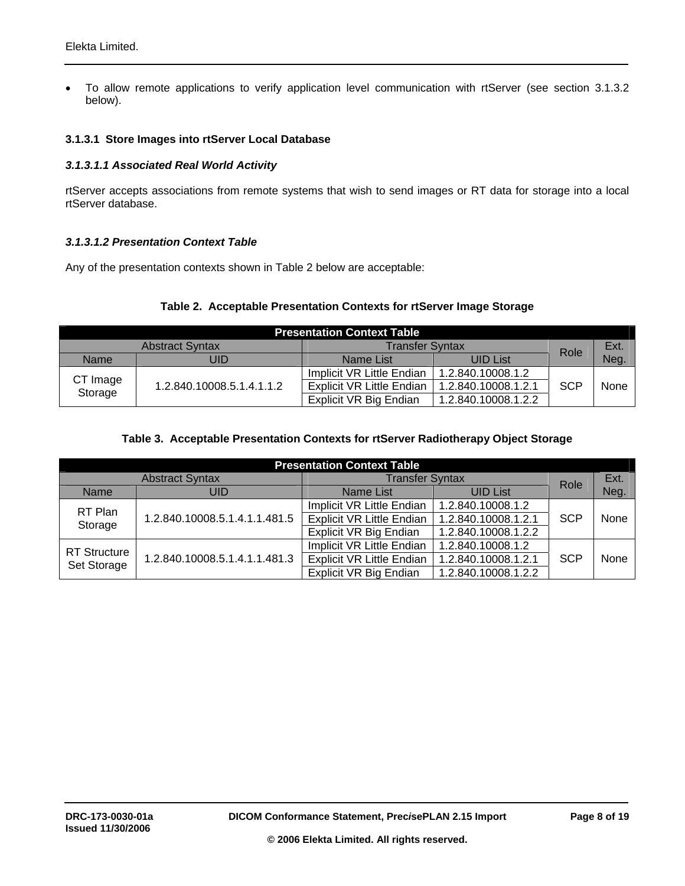- To allow remote applications to verify application level communication with rtServer (see section 3.1.3.2 below).

### 3.1.3.1 Store Images into rtServer Local Database

#### *3.1.3.1.1 Associated Real World Activity*

rtServer accepts associations from remote systems that wish to send images or RT data for storage into a local rtServer database.

#### *3.1.3.1.2 Presentation Context Table*

Any of the presentation contexts shown in Table 2 below are acceptable:

**Table 2. Acceptable Presentation Contexts for rtServer Image Storage**

| Presentation Context Table | | | | | |
|---|---|---|---|---|---|
| Abstract Syntax | | Transfer Syntax | | Role | Ext. Neg. |
| Name | UID | Name List | UID List | | |
| CT Image Storage | 1.2.840.10008.5.1.4.1.1.2 | Implicit VR Little Endian | 1.2.840.10008.1.2 | SCP | None |
| | | Explicit VR Little Endian | 1.2.840.10008.1.2.1 | | |
| | | Explicit VR Big Endian | 1.2.840.10008.1.2.2 | | |

**Table 3. Acceptable Presentation Contexts for rtServer Radiotherapy Object Storage**

| Presentation Context Table | | | | | |
|---|---|---|---|---|---|
| Abstract Syntax | | Transfer Syntax | | Role | Ext. Neg. |
| Name | UID | Name List | UID List | | |
| RT Plan Storage | 1.2.840.10008.5.1.4.1.1.481.5 | Implicit VR Little Endian | 1.2.840.10008.1.2 | SCP | None |
| | | Explicit VR Little Endian | 1.2.840.10008.1.2.1 | | |
| | | Explicit VR Big Endian | 1.2.840.10008.1.2.2 | | |
| RT Structure Set Storage | 1.2.840.10008.5.1.4.1.1.481.3 | Implicit VR Little Endian | 1.2.840.10008.1.2 | SCP | None |
| | | Explicit VR Little Endian | 1.2.840.10008.1.2.1 | | |
| | | Explicit VR Big Endian | 1.2.840.10008.1.2.2 | | |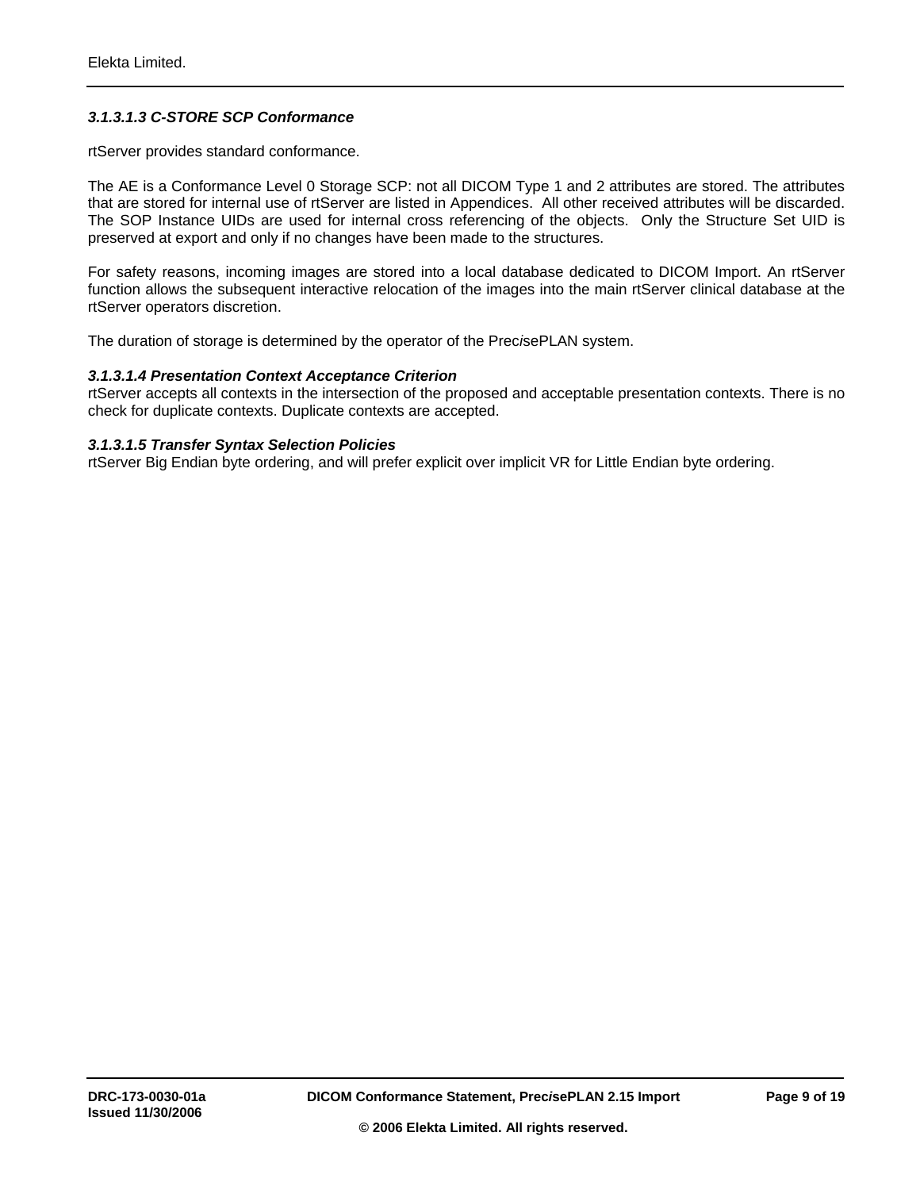#### *3.1.3.1.3 C-STORE SCP Conformance*

rtServer provides standard conformance.

The AE is a Conformance Level 0 Storage SCP: not all DICOM Type 1 and 2 attributes are stored. The attributes that are stored for internal use of rtServer are listed in Appendices. All other received attributes will be discarded. The SOP Instance UIDs are used for internal cross referencing of the objects. Only the Structure Set UID is preserved at export and only if no changes have been made to the structures.

For safety reasons, incoming images are stored into a local database dedicated to DICOM Import. An rtServer function allows the subsequent interactive relocation of the images into the main rtServer clinical database at the rtServer operators discretion.

The duration of storage is determined by the operator of the Prec*i*sePLAN system.

#### *3.1.3.1.4 Presentation Context Acceptance Criterion*

rtServer accepts all contexts in the intersection of the proposed and acceptable presentation contexts. There is no check for duplicate contexts. Duplicate contexts are accepted.

#### *3.1.3.1.5 Transfer Syntax Selection Policies*

rtServer Big Endian byte ordering, and will prefer explicit over implicit VR for Little Endian byte ordering.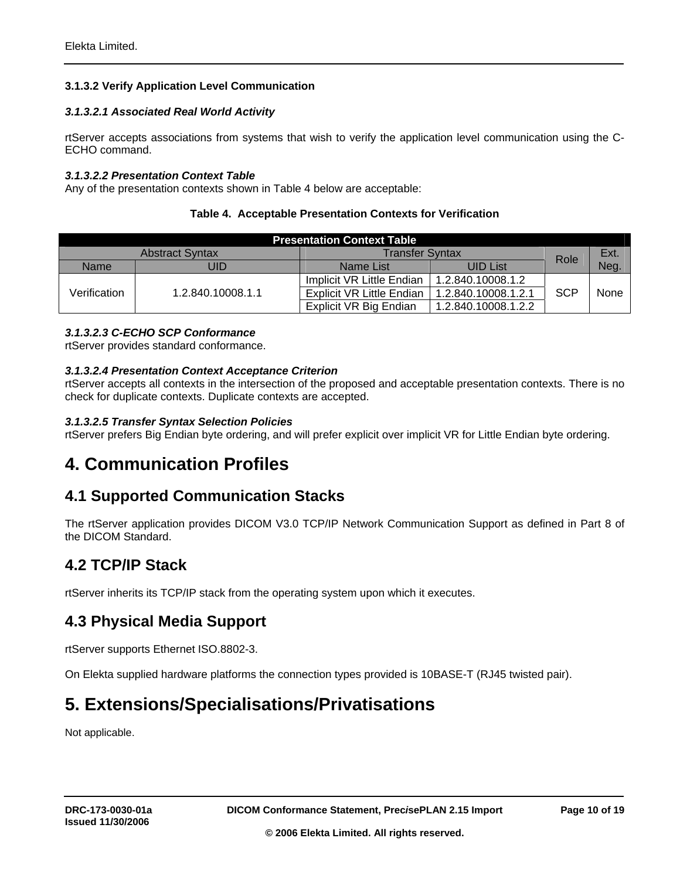### 3.1.3.2 Verify Application Level Communication

#### *3.1.3.2.1 Associated Real World Activity*

rtServer accepts associations from systems that wish to verify the application level communication using the C-ECHO command.

#### *3.1.3.2.2 Presentation Context Table*

Any of the presentation contexts shown in Table 4 below are acceptable:

**Table 4. Acceptable Presentation Contexts for Verification**

| Presentation Context Table | | | | | |
|---|---|---|---|---|---|
| Abstract Syntax | | Transfer Syntax | | Role | Ext. Neg. |
| Name | UID | Name List | UID List | | |
| Verification | 1.2.840.10008.1.1 | Implicit VR Little Endian | 1.2.840.10008.1.2 | SCP | None |
| | | Explicit VR Little Endian | 1.2.840.10008.1.2.1 | | |
| | | Explicit VR Big Endian | 1.2.840.10008.1.2.2 | | |

#### *3.1.3.2.3 C-ECHO SCP Conformance*

rtServer provides standard conformance.

#### *3.1.3.2.4 Presentation Context Acceptance Criterion*

rtServer accepts all contexts in the intersection of the proposed and acceptable presentation contexts. There is no check for duplicate contexts. Duplicate contexts are accepted.

#### *3.1.3.2.5 Transfer Syntax Selection Policies*

rtServer prefers Big Endian byte ordering, and will prefer explicit over implicit VR for Little Endian byte ordering.

# 4. Communication Profiles

## 4.1 Supported Communication Stacks

The rtServer application provides DICOM V3.0 TCP/IP Network Communication Support as defined in Part 8 of the DICOM Standard.

## 4.2 TCP/IP Stack

rtServer inherits its TCP/IP stack from the operating system upon which it executes.

## 4.3 Physical Media Support

rtServer supports Ethernet ISO.8802-3.

On Elekta supplied hardware platforms the connection types provided is 10BASE-T (RJ45 twisted pair).

# 5. Extensions/Specialisations/Privatisations

Not applicable.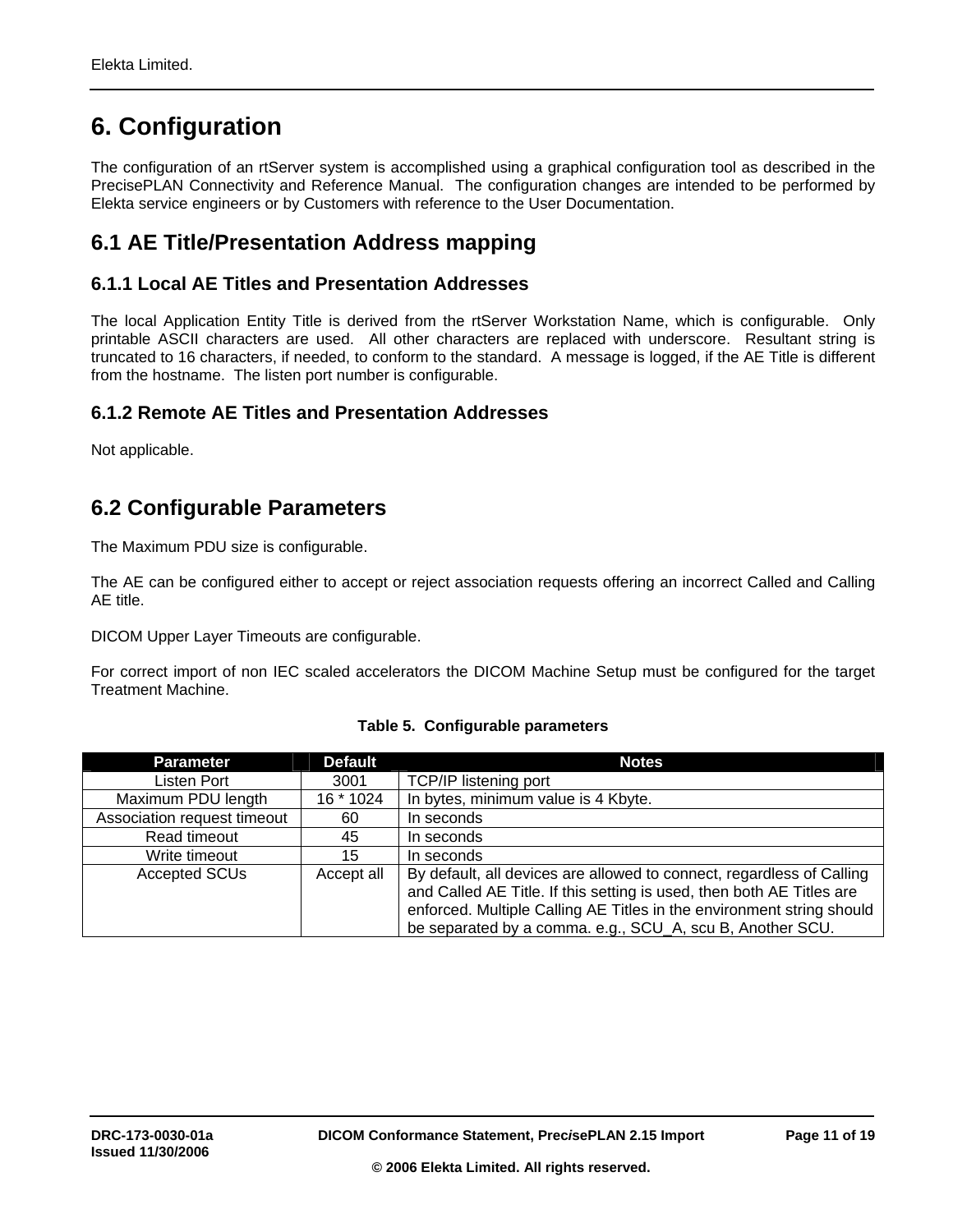# 6. Configuration

The configuration of an rtServer system is accomplished using a graphical configuration tool as described in the PrecisePLAN Connectivity and Reference Manual. The configuration changes are intended to be performed by Elekta service engineers or by Customers with reference to the User Documentation.

## 6.1 AE Title/Presentation Address mapping

### 6.1.1 Local AE Titles and Presentation Addresses

The local Application Entity Title is derived from the rtServer Workstation Name, which is configurable. Only printable ASCII characters are used. All other characters are replaced with underscore. Resultant string is truncated to 16 characters, if needed, to conform to the standard. A message is logged, if the AE Title is different from the hostname. The listen port number is configurable.

### 6.1.2 Remote AE Titles and Presentation Addresses

Not applicable.

## 6.2 Configurable Parameters

The Maximum PDU size is configurable.

The AE can be configured either to accept or reject association requests offering an incorrect Called and Calling AE title.

DICOM Upper Layer Timeouts are configurable.

For correct import of non IEC scaled accelerators the DICOM Machine Setup must be configured for the target Treatment Machine.

**Table 5. Configurable parameters**

| Parameter | Default | Notes |
|---|---|---|
| Listen Port | 3001 | TCP/IP listening port |
| Maximum PDU length | 16 * 1024 | In bytes, minimum value is 4 Kbyte. |
| Association request timeout | 60 | In seconds |
| Read timeout | 45 | In seconds |
| Write timeout | 15 | In seconds |
| Accepted SCUs | Accept all | By default, all devices are allowed to connect, regardless of Calling and Called AE Title. If this setting is used, then both AE Titles are enforced. Multiple Calling AE Titles in the environment string should be separated by a comma. e.g., SCU_A, scu B, Another SCU. |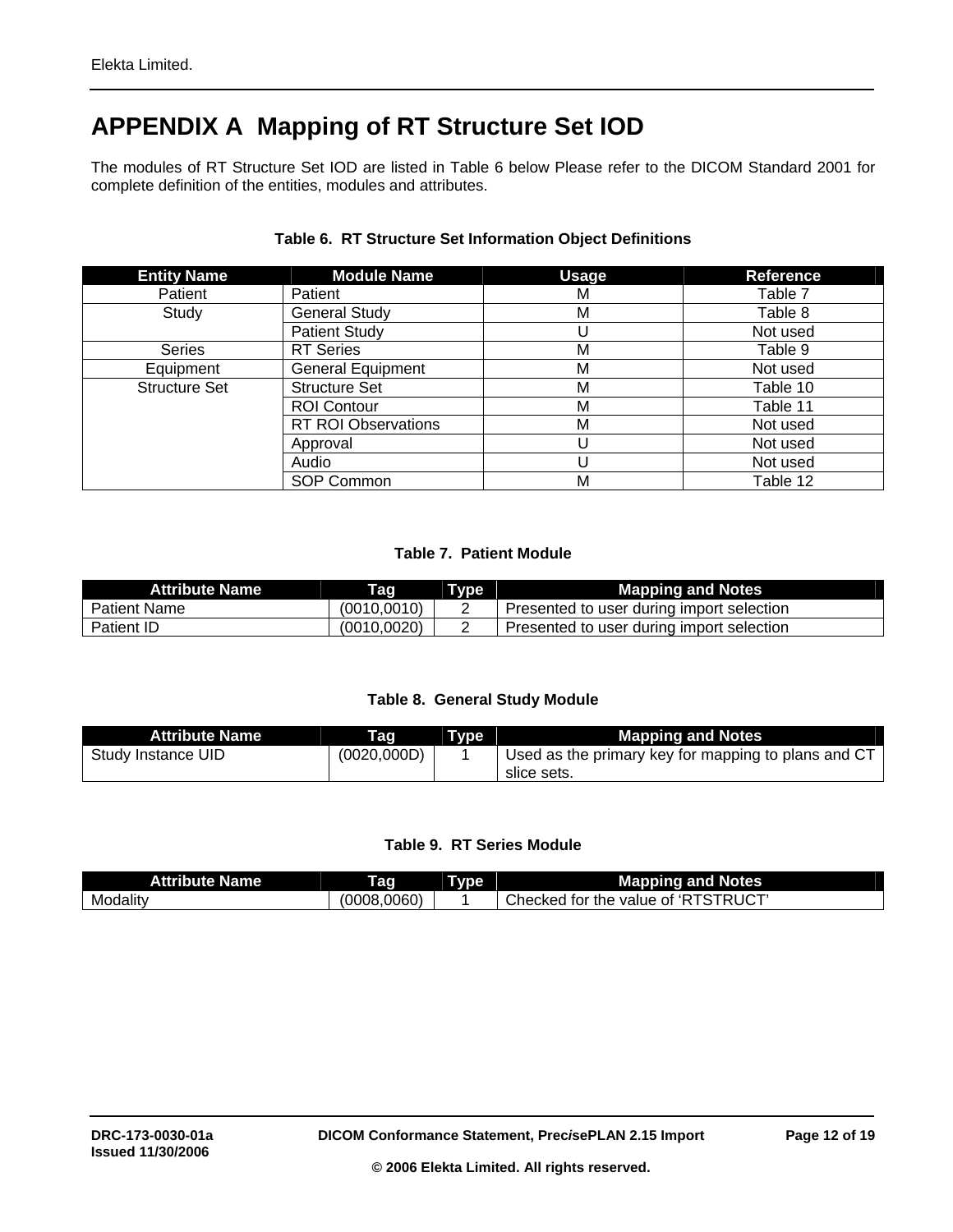# APPENDIX A Mapping of RT Structure Set IOD

The modules of RT Structure Set IOD are listed in Table 6 below Please refer to the DICOM Standard 2001 for complete definition of the entities, modules and attributes.

**Table 6. RT Structure Set Information Object Definitions**

| Entity Name | Module Name | Usage | Reference |
|---|---|---|---|
| Patient | Patient | M | Table 7 |
| Study | General Study | M | Table 8 |
| | Patient Study | U | Not used |
| Series | RT Series | M | Table 9 |
| Equipment | General Equipment | M | Not used |
| Structure Set | Structure Set | M | Table 10 |
| | ROI Contour | M | Table 11 |
| | RT ROI Observations | M | Not used |
| | Approval | U | Not used |
| | Audio | U | Not used |
| | SOP Common | M | Table 12 |

**Table 7. Patient Module**

| Attribute Name | Tag | Type | Mapping and Notes |
|---|---|---|---|
| Patient Name | (0010,0010) | 2 | Presented to user during import selection |
| Patient ID | (0010,0020) | 2 | Presented to user during import selection |

**Table 8. General Study Module**

| Attribute Name | Tag | Type | Mapping and Notes |
|---|---|---|---|
| Study Instance UID | (0020,000D) | 1 | Used as the primary key for mapping to plans and CT slice sets. |

**Table 9. RT Series Module**

| Attribute Name | Tag | Type | Mapping and Notes |
|---|---|---|---|
| Modality | (0008,0060) | 1 | Checked for the value of 'RTSTRUCT' |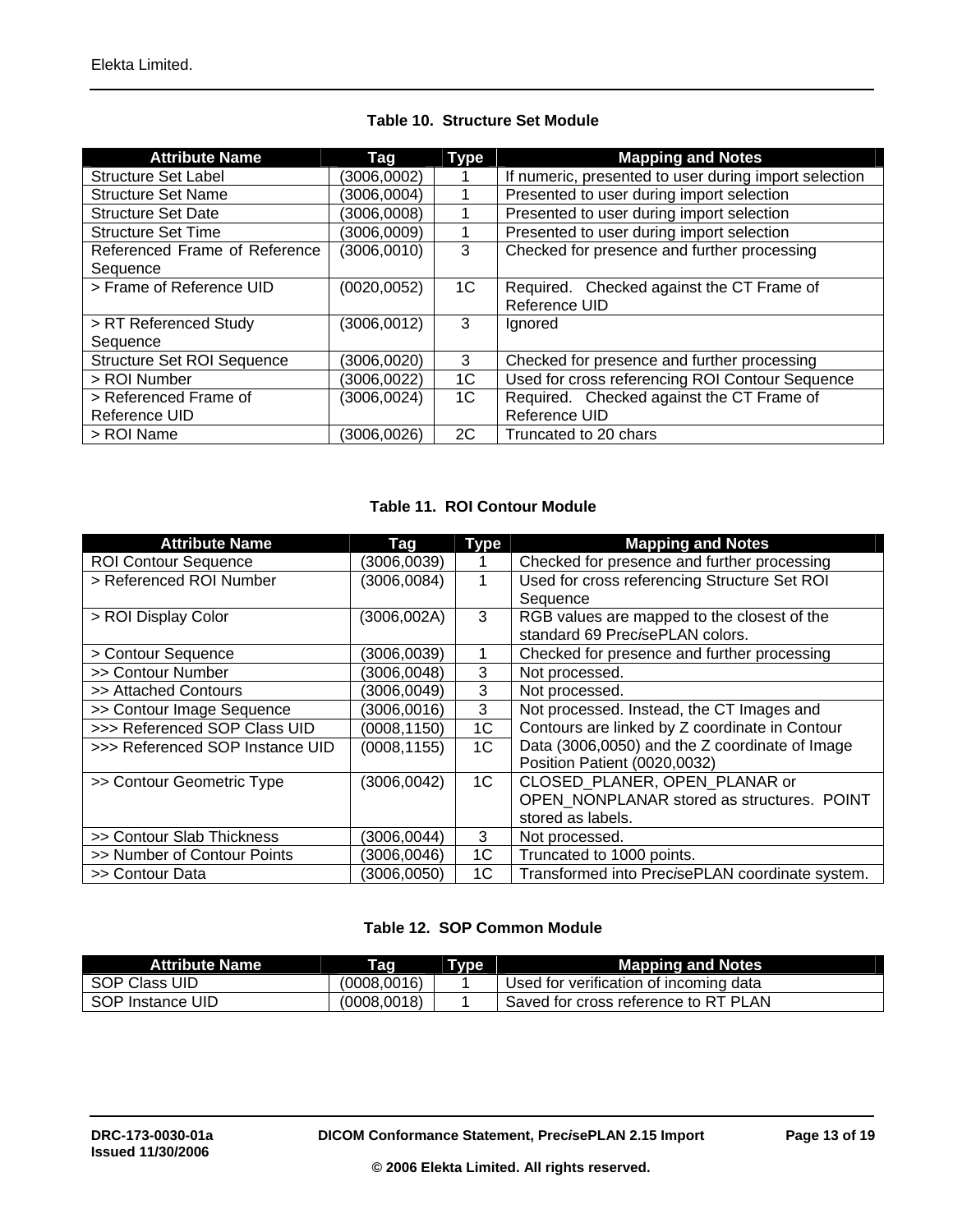**Table 10. Structure Set Module**

| Attribute Name | Tag | Type | Mapping and Notes |
|---|---|---|---|
| Structure Set Label | (3006,0002) | 1 | If numeric, presented to user during import selection |
| Structure Set Name | (3006,0004) | 1 | Presented to user during import selection |
| Structure Set Date | (3006,0008) | 1 | Presented to user during import selection |
| Structure Set Time | (3006,0009) | 1 | Presented to user during import selection |
| Referenced Frame of Reference Sequence | (3006,0010) | 3 | Checked for presence and further processing |
| > Frame of Reference UID | (0020,0052) | 1C | Required. Checked against the CT Frame of Reference UID |
| > RT Referenced Study Sequence | (3006,0012) | 3 | Ignored |
| Structure Set ROI Sequence | (3006,0020) | 3 | Checked for presence and further processing |
| > ROI Number | (3006,0022) | 1C | Used for cross referencing ROI Contour Sequence |
| > Referenced Frame of Reference UID | (3006,0024) | 1C | Required. Checked against the CT Frame of Reference UID |
| > ROI Name | (3006,0026) | 2C | Truncated to 20 chars |

**Table 11. ROI Contour Module**

| Attribute Name | Tag | Type | Mapping and Notes |
|---|---|---|---|
| ROI Contour Sequence | (3006,0039) | 1 | Checked for presence and further processing |
| > Referenced ROI Number | (3006,0084) | 1 | Used for cross referencing Structure Set ROI Sequence |
| > ROI Display Color | (3006,002A) | 3 | RGB values are mapped to the closest of the standard 69 Prec*is*ePLAN colors. |
| > Contour Sequence | (3006,0039) | 1 | Checked for presence and further processing |
| >> Contour Number | (3006,0048) | 3 | Not processed. |
| >> Attached Contours | (3006,0049) | 3 | Not processed. |
| >> Contour Image Sequence | (3006,0016) | 3 | Not processed. Instead, the CT Images and Contours are linked by Z coordinate in Contour Data (3006,0050) and the Z coordinate of Image Position Patient (0020,0032) |
| >>> Referenced SOP Class UID | (0008,1150) | 1C | |
| >>> Referenced SOP Instance UID | (0008,1155) | 1C | |
| >> Contour Geometric Type | (3006,0042) | 1C | CLOSED_PLANER, OPEN_PLANAR or OPEN_NONPLANAR stored as structures. POINT stored as labels. |
| >> Contour Slab Thickness | (3006,0044) | 3 | Not processed. |
| >> Number of Contour Points | (3006,0046) | 1C | Truncated to 1000 points. |
| >> Contour Data | (3006,0050) | 1C | Transformed into Prec*is*ePLAN coordinate system. |

**Table 12. SOP Common Module**

| Attribute Name | Tag | Type | Mapping and Notes |
|---|---|---|---|
| SOP Class UID | (0008,0016) | 1 | Used for verification of incoming data |
| SOP Instance UID | (0008,0018) | 1 | Saved for cross reference to RT PLAN |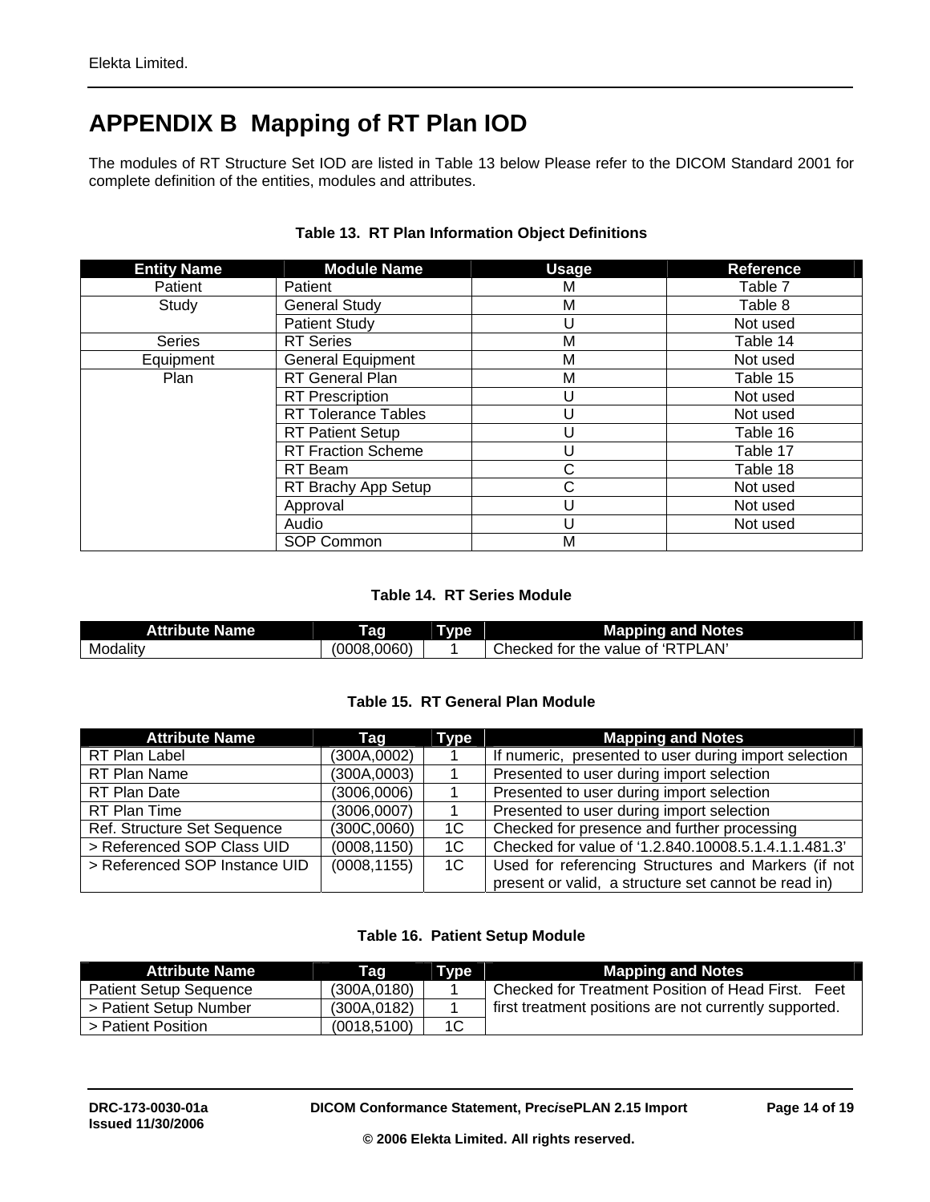# APPENDIX B  Mapping of RT Plan IOD

The modules of RT Structure Set IOD are listed in Table 13 below Please refer to the DICOM Standard 2001 for complete definition of the entities, modules and attributes.

**Table 13.  RT Plan Information Object Definitions**

| Entity Name | Module Name | Usage | Reference |
|---|---|---|---|
| Patient | Patient | M | Table 7 |
| Study | General Study | M | Table 8 |
| | Patient Study | U | Not used |
| Series | RT Series | M | Table 14 |
| Equipment | General Equipment | M | Not used |
| Plan | RT General Plan | M | Table 15 |
| | RT Prescription | U | Not used |
| | RT Tolerance Tables | U | Not used |
| | RT Patient Setup | U | Table 16 |
| | RT Fraction Scheme | U | Table 17 |
| | RT Beam | C | Table 18 |
| | RT Brachy App Setup | C | Not used |
| | Approval | U | Not used |
| | Audio | U | Not used |
| | SOP Common | M | |

**Table 14.  RT Series Module**

| Attribute Name | Tag | Type | Mapping and Notes |
|---|---|---|---|
| Modality | (0008,0060) | 1 | Checked for the value of 'RTPLAN' |

**Table 15.  RT General Plan Module**

| Attribute Name | Tag | Type | Mapping and Notes |
|---|---|---|---|
| RT Plan Label | (300A,0002) | 1 | If numeric,  presented to user during import selection |
| RT Plan Name | (300A,0003) | 1 | Presented to user during import selection |
| RT Plan Date | (3006,0006) | 1 | Presented to user during import selection |
| RT Plan Time | (3006,0007) | 1 | Presented to user during import selection |
| Ref. Structure Set Sequence | (300C,0060) | 1C | Checked for presence and further processing |
| > Referenced SOP Class UID | (0008,1150) | 1C | Checked for value of '1.2.840.10008.5.1.4.1.1.481.3' |
| > Referenced SOP Instance UID | (0008,1155) | 1C | Used for referencing Structures and Markers (if not present or valid,  a structure set cannot be read in) |

**Table 16.  Patient Setup Module**

| Attribute Name | Tag | Type | Mapping and Notes |
|---|---|---|---|
| Patient Setup Sequence | (300A,0180) | 1 | Checked for Treatment Position of Head First.   Feet first treatment positions are not currently supported. |
| > Patient Setup Number | (300A,0182) | 1 | |
| > Patient Position | (0018,5100) | 1C | |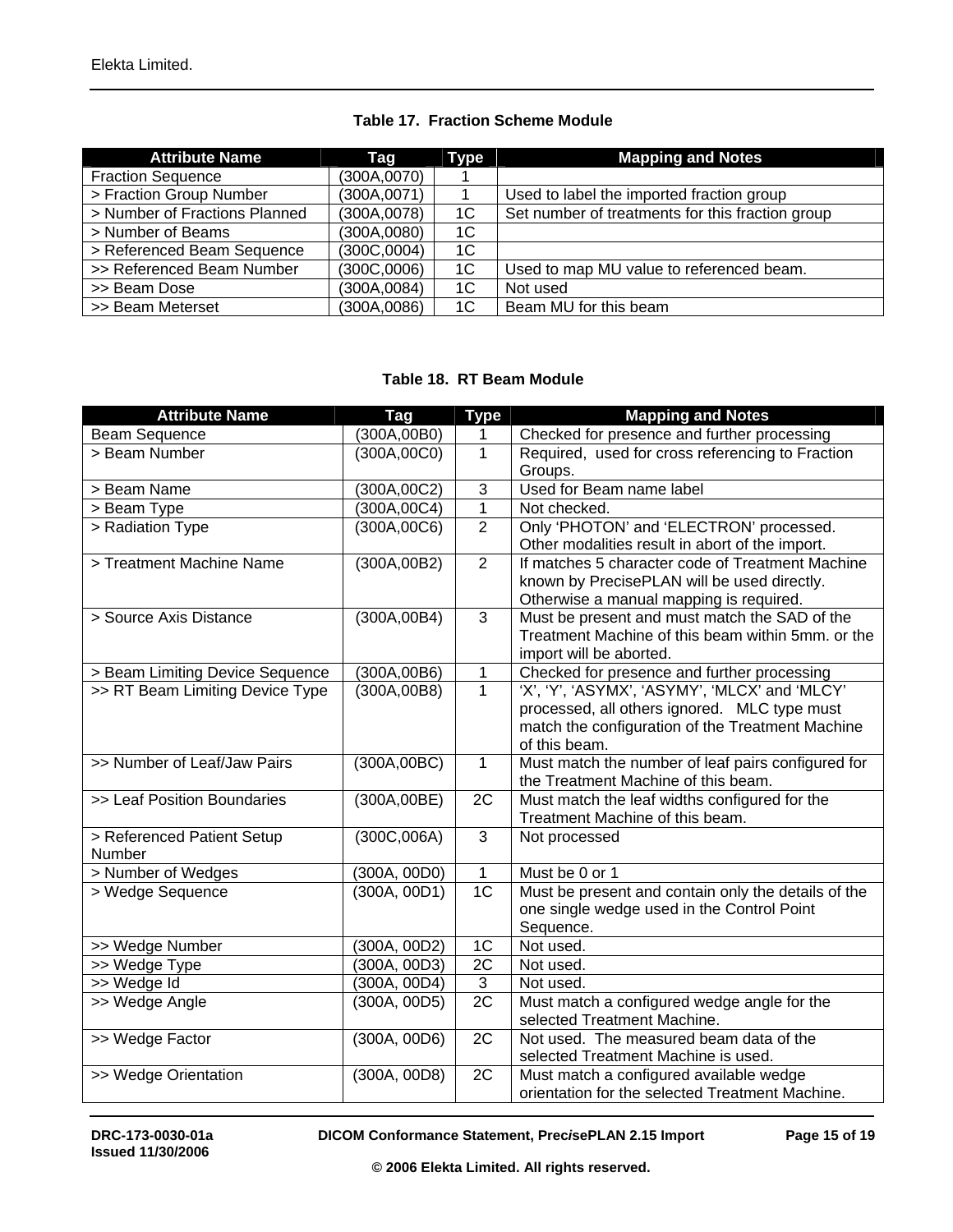**Table 17. Fraction Scheme Module**

| Attribute Name | Tag | Type | Mapping and Notes |
|---|---|---|---|
| Fraction Sequence | (300A,0070) | 1 | |
| > Fraction Group Number | (300A,0071) | 1 | Used to label the imported fraction group |
| > Number of Fractions Planned | (300A,0078) | 1C | Set number of treatments for this fraction group |
| > Number of Beams | (300A,0080) | 1C | |
| > Referenced Beam Sequence | (300C,0004) | 1C | |
| >> Referenced Beam Number | (300C,0006) | 1C | Used to map MU value to referenced beam. |
| >> Beam Dose | (300A,0084) | 1C | Not used |
| >> Beam Meterset | (300A,0086) | 1C | Beam MU for this beam |

**Table 18. RT Beam Module**

| Attribute Name | Tag | Type | Mapping and Notes |
|---|---|---|---|
| Beam Sequence | (300A,00B0) | 1 | Checked for presence and further processing |
| > Beam Number | (300A,00C0) | 1 | Required, used for cross referencing to Fraction Groups. |
| > Beam Name | (300A,00C2) | 3 | Used for Beam name label |
| > Beam Type | (300A,00C4) | 1 | Not checked. |
| > Radiation Type | (300A,00C6) | 2 | Only 'PHOTON' and 'ELECTRON' processed. Other modalities result in abort of the import. |
| > Treatment Machine Name | (300A,00B2) | 2 | If matches 5 character code of Treatment Machine known by PrecisePLAN will be used directly. Otherwise a manual mapping is required. |
| > Source Axis Distance | (300A,00B4) | 3 | Must be present and must match the SAD of the Treatment Machine of this beam within 5mm. or the import will be aborted. |
| > Beam Limiting Device Sequence | (300A,00B6) | 1 | Checked for presence and further processing |
| >> RT Beam Limiting Device Type | (300A,00B8) | 1 | 'X', 'Y', 'ASYMX', 'ASYMY', 'MLCX' and 'MLCY' processed, all others ignored. MLC type must match the configuration of the Treatment Machine of this beam. |
| >> Number of Leaf/Jaw Pairs | (300A,00BC) | 1 | Must match the number of leaf pairs configured for the Treatment Machine of this beam. |
| >> Leaf Position Boundaries | (300A,00BE) | 2C | Must match the leaf widths configured for the Treatment Machine of this beam. |
| > Referenced Patient Setup Number | (300C,006A) | 3 | Not processed |
| > Number of Wedges | (300A, 00D0) | 1 | Must be 0 or 1 |
| > Wedge Sequence | (300A, 00D1) | 1C | Must be present and contain only the details of the one single wedge used in the Control Point Sequence. |
| >> Wedge Number | (300A, 00D2) | 1C | Not used. |
| >> Wedge Type | (300A, 00D3) | 2C | Not used. |
| >> Wedge Id | (300A, 00D4) | 3 | Not used. |
| >> Wedge Angle | (300A, 00D5) | 2C | Must match a configured wedge angle for the selected Treatment Machine. |
| >> Wedge Factor | (300A, 00D6) | 2C | Not used. The measured beam data of the selected Treatment Machine is used. |
| >> Wedge Orientation | (300A, 00D8) | 2C | Must match a configured available wedge orientation for the selected Treatment Machine. |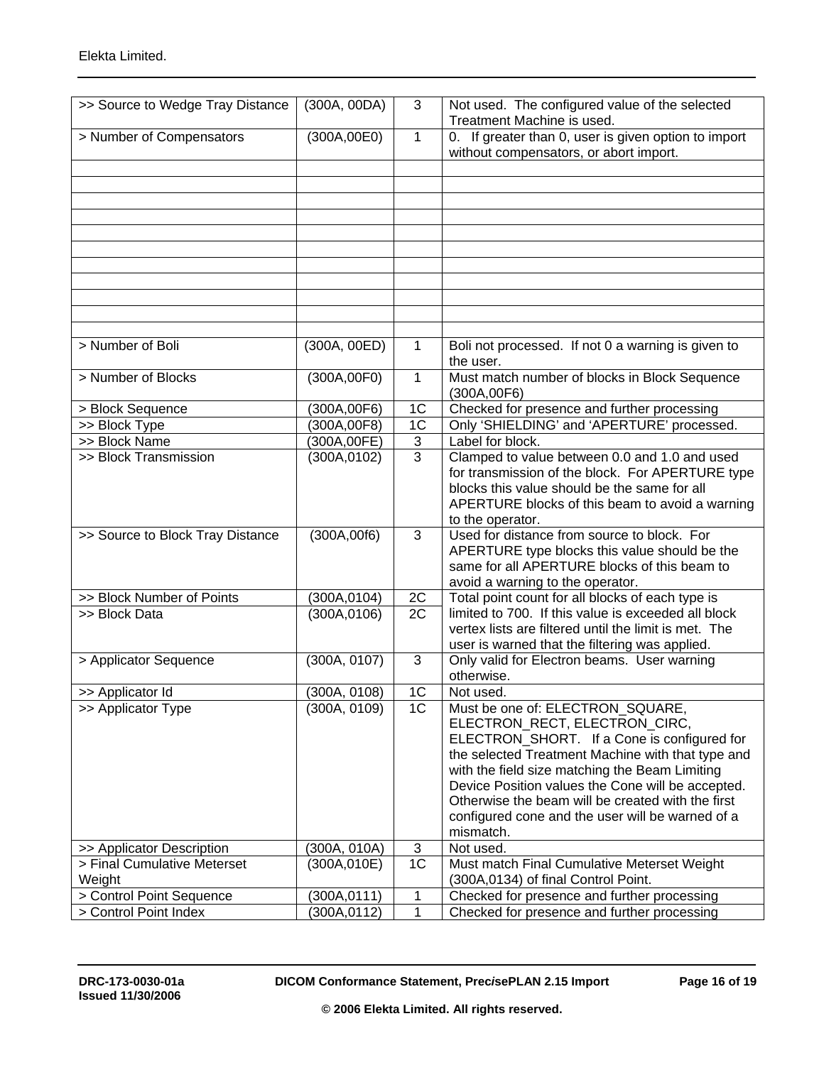| | | | |
|---|---|---|---|
| >> Source to Wedge Tray Distance | (300A, 00DA) | 3 | Not used. The configured value of the selected Treatment Machine is used. |
| > Number of Compensators | (300A,00E0) | 1 | 0. If greater than 0, user is given option to import without compensators, or abort import. |
| | | | |
| | | | |
| | | | |
| | | | |
| | | | |
| | | | |
| | | | |
| | | | |
| | | | |
| | | | |
| | | | |
| > Number of Boli | (300A, 00ED) | 1 | Boli not processed. If not 0 a warning is given to the user. |
| > Number of Blocks | (300A,00F0) | 1 | Must match number of blocks in Block Sequence (300A,00F6) |
| > Block Sequence | (300A,00F6) | 1C | Checked for presence and further processing |
| >> Block Type | (300A,00F8) | 1C | Only 'SHIELDING' and 'APERTURE' processed. |
| >> Block Name | (300A,00FE) | 3 | Label for block. |
| >> Block Transmission | (300A,0102) | 3 | Clamped to value between 0.0 and 1.0 and used for transmission of the block. For APERTURE type blocks this value should be the same for all APERTURE blocks of this beam to avoid a warning to the operator. |
| >> Source to Block Tray Distance | (300A,00f6) | 3 | Used for distance from source to block. For APERTURE type blocks this value should be the same for all APERTURE blocks of this beam to avoid a warning to the operator. |
| >> Block Number of Points | (300A,0104) | 2C | Total point count for all blocks of each type is limited to 700. If this value is exceeded all block vertex lists are filtered until the limit is met. The user is warned that the filtering was applied. |
| >> Block Data | (300A,0106) | 2C | |
| > Applicator Sequence | (300A, 0107) | 3 | Only valid for Electron beams. User warning otherwise. |
| >> Applicator Id | (300A, 0108) | 1C | Not used. |
| >> Applicator Type | (300A, 0109) | 1C | Must be one of: ELECTRON_SQUARE, ELECTRON_RECT, ELECTRON_CIRC, ELECTRON_SHORT. If a Cone is configured for the selected Treatment Machine with that type and with the field size matching the Beam Limiting Device Position values the Cone will be accepted. Otherwise the beam will be created with the first configured cone and the user will be warned of a mismatch. |
| >> Applicator Description | (300A, 010A) | 3 | Not used. |
| > Final Cumulative Meterset Weight | (300A,010E) | 1C | Must match Final Cumulative Meterset Weight (300A,0134) of final Control Point. |
| > Control Point Sequence | (300A,0111) | 1 | Checked for presence and further processing |
| > Control Point Index | (300A,0112) | 1 | Checked for presence and further processing |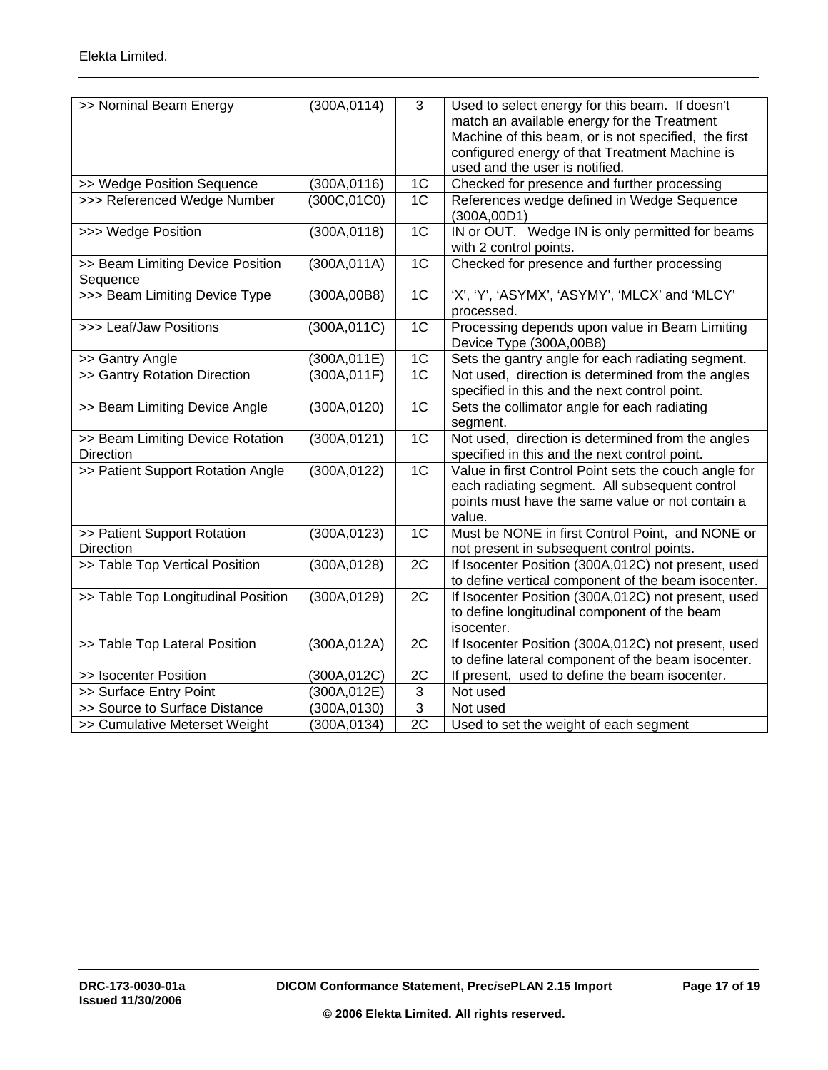| | | | |
|---|---|---|---|
| >> Nominal Beam Energy | (300A,0114) | 3 | Used to select energy for this beam. If doesn't match an available energy for the Treatment Machine of this beam, or is not specified, the first configured energy of that Treatment Machine is used and the user is notified. |
| >> Wedge Position Sequence | (300A,0116) | 1C | Checked for presence and further processing |
| >>> Referenced Wedge Number | (300C,01C0) | 1C | References wedge defined in Wedge Sequence (300A,00D1) |
| >>> Wedge Position | (300A,0118) | 1C | IN or OUT. Wedge IN is only permitted for beams with 2 control points. |
| >> Beam Limiting Device Position Sequence | (300A,011A) | 1C | Checked for presence and further processing |
| >>> Beam Limiting Device Type | (300A,00B8) | 1C | 'X', 'Y', 'ASYMX', 'ASYMY', 'MLCX' and 'MLCY' processed. |
| >>> Leaf/Jaw Positions | (300A,011C) | 1C | Processing depends upon value in Beam Limiting Device Type (300A,00B8) |
| >> Gantry Angle | (300A,011E) | 1C | Sets the gantry angle for each radiating segment. |
| >> Gantry Rotation Direction | (300A,011F) | 1C | Not used, direction is determined from the angles specified in this and the next control point. |
| >> Beam Limiting Device Angle | (300A,0120) | 1C | Sets the collimator angle for each radiating segment. |
| >> Beam Limiting Device Rotation Direction | (300A,0121) | 1C | Not used, direction is determined from the angles specified in this and the next control point. |
| >> Patient Support Rotation Angle | (300A,0122) | 1C | Value in first Control Point sets the couch angle for each radiating segment. All subsequent control points must have the same value or not contain a value. |
| >> Patient Support Rotation Direction | (300A,0123) | 1C | Must be NONE in first Control Point, and NONE or not present in subsequent control points. |
| >> Table Top Vertical Position | (300A,0128) | 2C | If Isocenter Position (300A,012C) not present, used to define vertical component of the beam isocenter. |
| >> Table Top Longitudinal Position | (300A,0129) | 2C | If Isocenter Position (300A,012C) not present, used to define longitudinal component of the beam isocenter. |
| >> Table Top Lateral Position | (300A,012A) | 2C | If Isocenter Position (300A,012C) not present, used to define lateral component of the beam isocenter. |
| >> Isocenter Position | (300A,012C) | 2C | If present, used to define the beam isocenter. |
| >> Surface Entry Point | (300A,012E) | 3 | Not used |
| >> Source to Surface Distance | (300A,0130) | 3 | Not used |
| >> Cumulative Meterset Weight | (300A,0134) | 2C | Used to set the weight of each segment |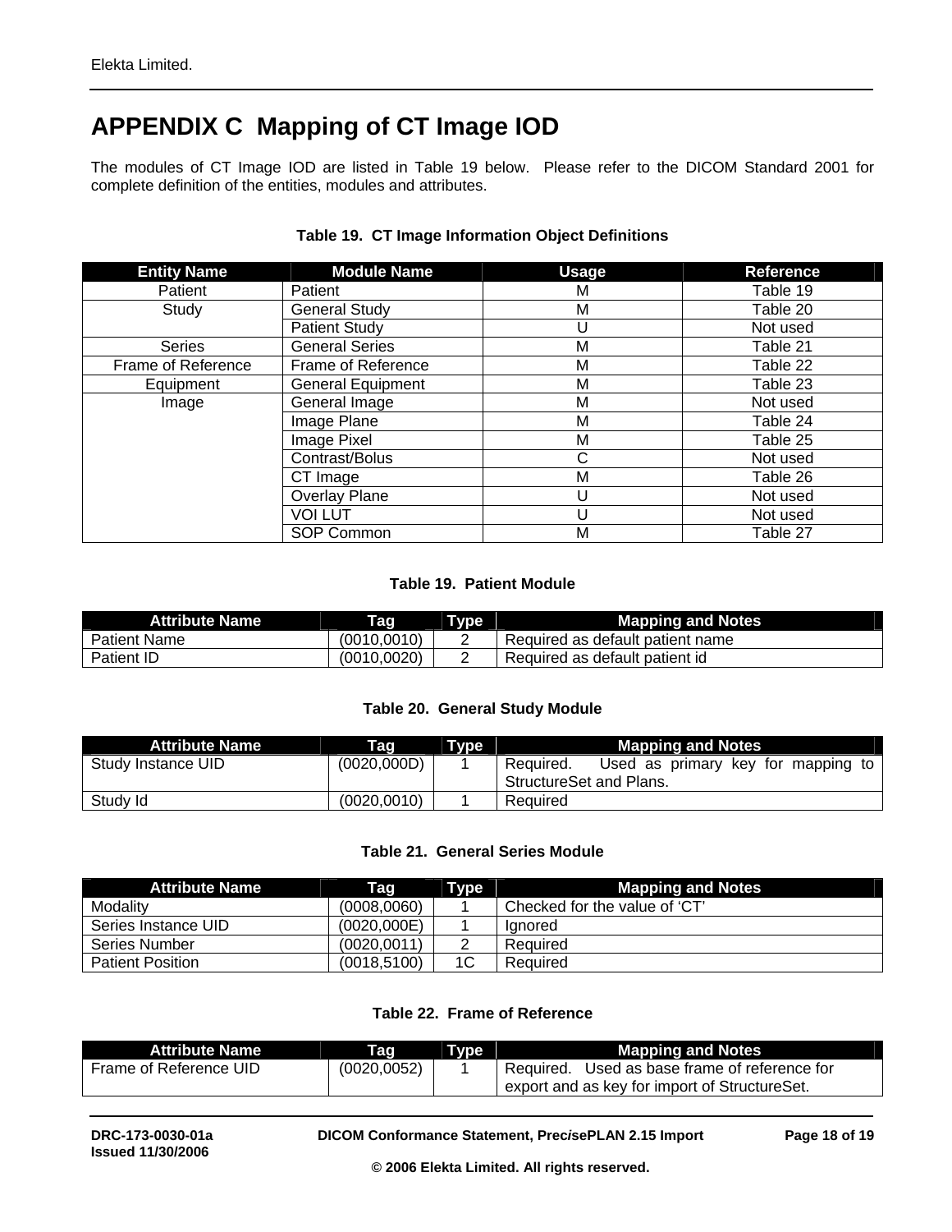# APPENDIX C Mapping of CT Image IOD

The modules of CT Image IOD are listed in Table 19 below. Please refer to the DICOM Standard 2001 for complete definition of the entities, modules and attributes.

**Table 19. CT Image Information Object Definitions**

| Entity Name | Module Name | Usage | Reference |
|---|---|---|---|
| Patient | Patient | M | Table 19 |
| Study | General Study | M | Table 20 |
| | Patient Study | U | Not used |
| Series | General Series | M | Table 21 |
| Frame of Reference | Frame of Reference | M | Table 22 |
| Equipment | General Equipment | M | Table 23 |
| Image | General Image | M | Not used |
| | Image Plane | M | Table 24 |
| | Image Pixel | M | Table 25 |
| | Contrast/Bolus | C | Not used |
| | CT Image | M | Table 26 |
| | Overlay Plane | U | Not used |
| | VOI LUT | U | Not used |
| | SOP Common | M | Table 27 |

**Table 19. Patient Module**

| Attribute Name | Tag | Type | Mapping and Notes |
|---|---|---|---|
| Patient Name | (0010,0010) | 2 | Required as default patient name |
| Patient ID | (0010,0020) | 2 | Required as default patient id |

**Table 20. General Study Module**

| Attribute Name | Tag | Type | Mapping and Notes |
|---|---|---|---|
| Study Instance UID | (0020,000D) | 1 | Required. Used as primary key for mapping to StructureSet and Plans. |
| Study Id | (0020,0010) | 1 | Required |

**Table 21. General Series Module**

| Attribute Name | Tag | Type | Mapping and Notes |
|---|---|---|---|
| Modality | (0008,0060) | 1 | Checked for the value of 'CT' |
| Series Instance UID | (0020,000E) | 1 | Ignored |
| Series Number | (0020,0011) | 2 | Required |
| Patient Position | (0018,5100) | 1C | Required |

**Table 22. Frame of Reference**

| Attribute Name | Tag | Type | Mapping and Notes |
|---|---|---|---|
| Frame of Reference UID | (0020,0052) | 1 | Required. Used as base frame of reference for export and as key for import of StructureSet. |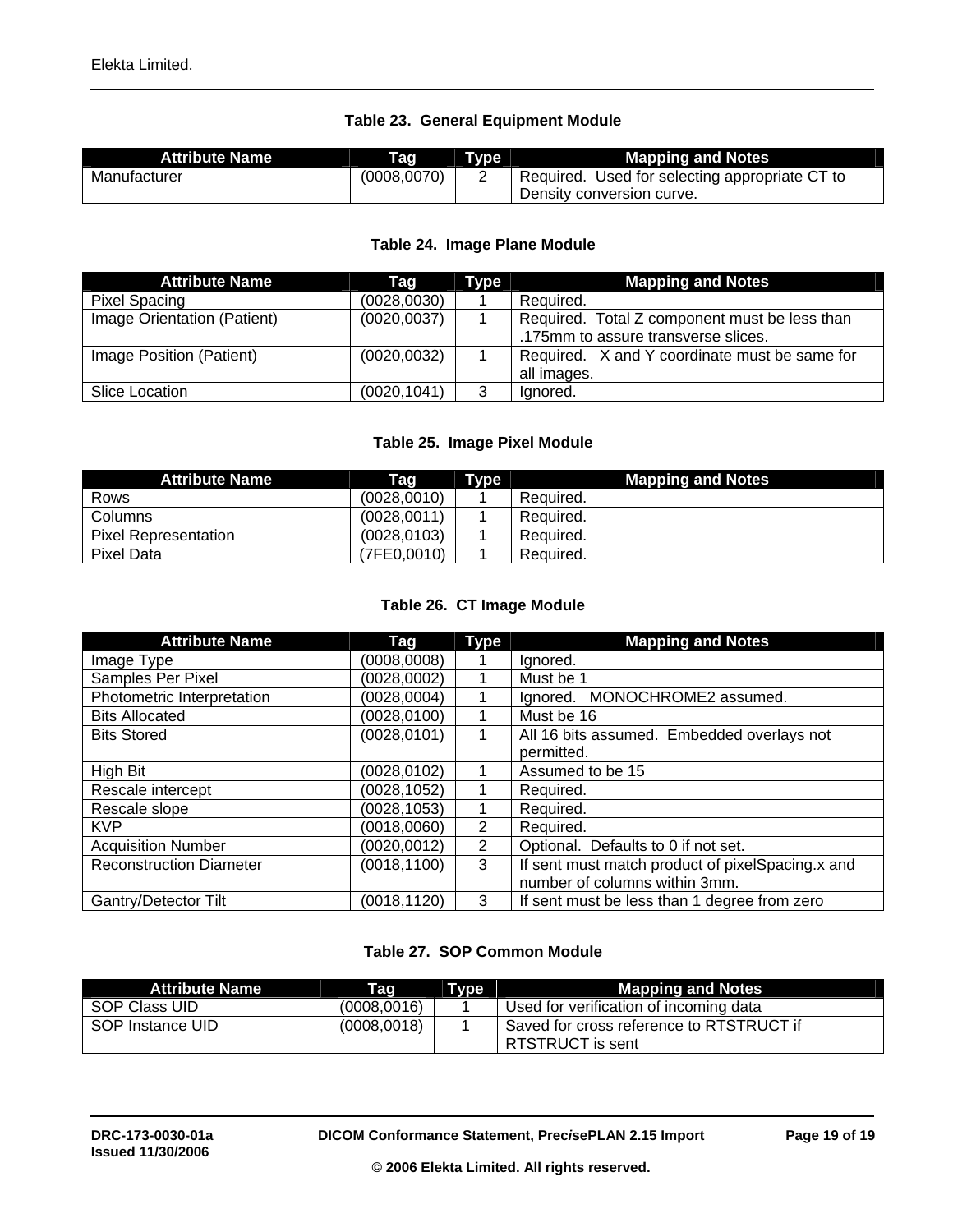**Table 23. General Equipment Module**

| Attribute Name | Tag | Type | Mapping and Notes |
|---|---|---|---|
| Manufacturer | (0008,0070) | 2 | Required. Used for selecting appropriate CT to Density conversion curve. |

**Table 24. Image Plane Module**

| Attribute Name | Tag | Type | Mapping and Notes |
|---|---|---|---|
| Pixel Spacing | (0028,0030) | 1 | Required. |
| Image Orientation (Patient) | (0020,0037) | 1 | Required. Total Z component must be less than .175mm to assure transverse slices. |
| Image Position (Patient) | (0020,0032) | 1 | Required. X and Y coordinate must be same for all images. |
| Slice Location | (0020,1041) | 3 | Ignored. |

**Table 25. Image Pixel Module**

| Attribute Name | Tag | Type | Mapping and Notes |
|---|---|---|---|
| Rows | (0028,0010) | 1 | Required. |
| Columns | (0028,0011) | 1 | Required. |
| Pixel Representation | (0028,0103) | 1 | Required. |
| Pixel Data | (7FE0,0010) | 1 | Required. |

**Table 26. CT Image Module**

| Attribute Name | Tag | Type | Mapping and Notes |
|---|---|---|---|
| Image Type | (0008,0008) | 1 | Ignored. |
| Samples Per Pixel | (0028,0002) | 1 | Must be 1 |
| Photometric Interpretation | (0028,0004) | 1 | Ignored. MONOCHROME2 assumed. |
| Bits Allocated | (0028,0100) | 1 | Must be 16 |
| Bits Stored | (0028,0101) | 1 | All 16 bits assumed. Embedded overlays not permitted. |
| High Bit | (0028,0102) | 1 | Assumed to be 15 |
| Rescale intercept | (0028,1052) | 1 | Required. |
| Rescale slope | (0028,1053) | 1 | Required. |
| KVP | (0018,0060) | 2 | Required. |
| Acquisition Number | (0020,0012) | 2 | Optional. Defaults to 0 if not set. |
| Reconstruction Diameter | (0018,1100) | 3 | If sent must match product of pixelSpacing.x and number of columns within 3mm. |
| Gantry/Detector Tilt | (0018,1120) | 3 | If sent must be less than 1 degree from zero |

**Table 27. SOP Common Module**

| Attribute Name | Tag | Type | Mapping and Notes |
|---|---|---|---|
| SOP Class UID | (0008,0016) | 1 | Used for verification of incoming data |
| SOP Instance UID | (0008,0018) | 1 | Saved for cross reference to RTSTRUCT if RTSTRUCT is sent |